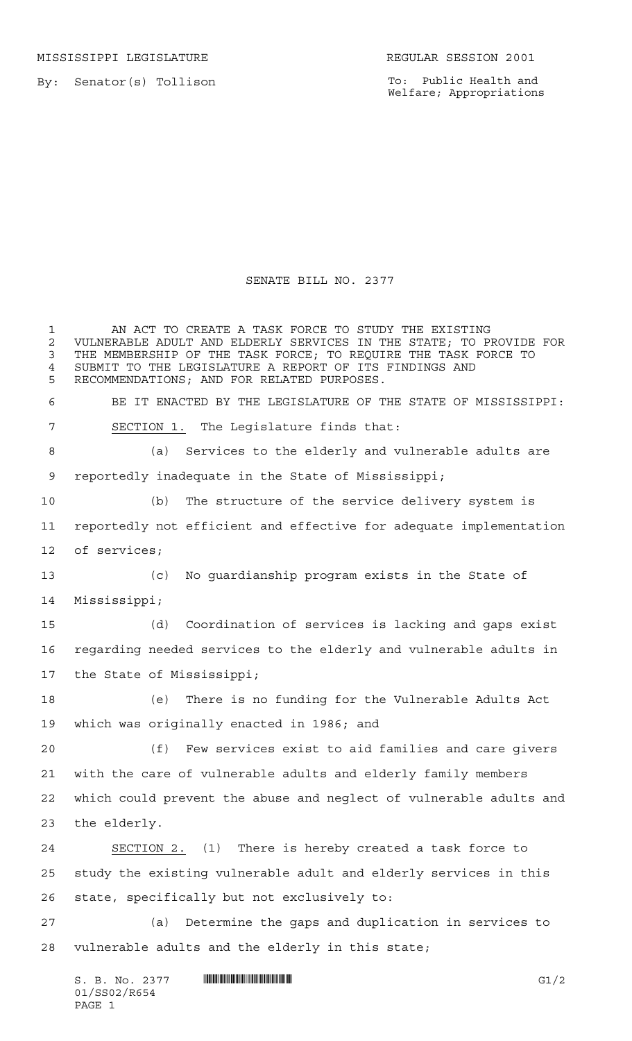MISSISSIPPI LEGISLATURE REGULAR SESSION 2001

By: Senator(s) Tollison

To: Public Health and Welfare; Appropriations

# SENATE BILL NO. 2377

AN ACT TO CREATE A TASK FORCE TO STUDY THE EXISTING VULNERABLE ADULT AND ELDERLY SERVICES IN THE STATE; TO PROVIDE FOR THE MEMBERSHIP OF THE TASK FORCE; TO REQUIRE THE TASK FORCE TO SUBMIT TO THE LEGISLATURE A REPORT OF ITS FINDINGS AND RECOMMENDATIONS; AND FOR RELATED PURPOSES.

BE IT ENACTED BY THE LEGISLATURE OF THE STATE OF MISSISSIPPI:

SECTION 1. The Legislature finds that:

(a) Services to the elderly and vulnerable adults are reportedly inadequate in the State of Mississippi;

(b) The structure of the service delivery system is reportedly not efficient and effective for adequate implementation of services;

(c) No guardianship program exists in the State of Mississippi;

(d) Coordination of services is lacking and gaps exist regarding needed services to the elderly and vulnerable adults in the State of Mississippi;

(e) There is no funding for the Vulnerable Adults Act which was originally enacted in 1986; and

(f) Few services exist to aid families and care givers with the care of vulnerable adults and elderly family members which could prevent the abuse and neglect of vulnerable adults and the elderly.

SECTION 2. (1) There is hereby created a task force to study the existing vulnerable adult and elderly services in this state, specifically but not exclusively to:

(a) Determine the gaps and duplication in services to vulnerable adults and the elderly in this state;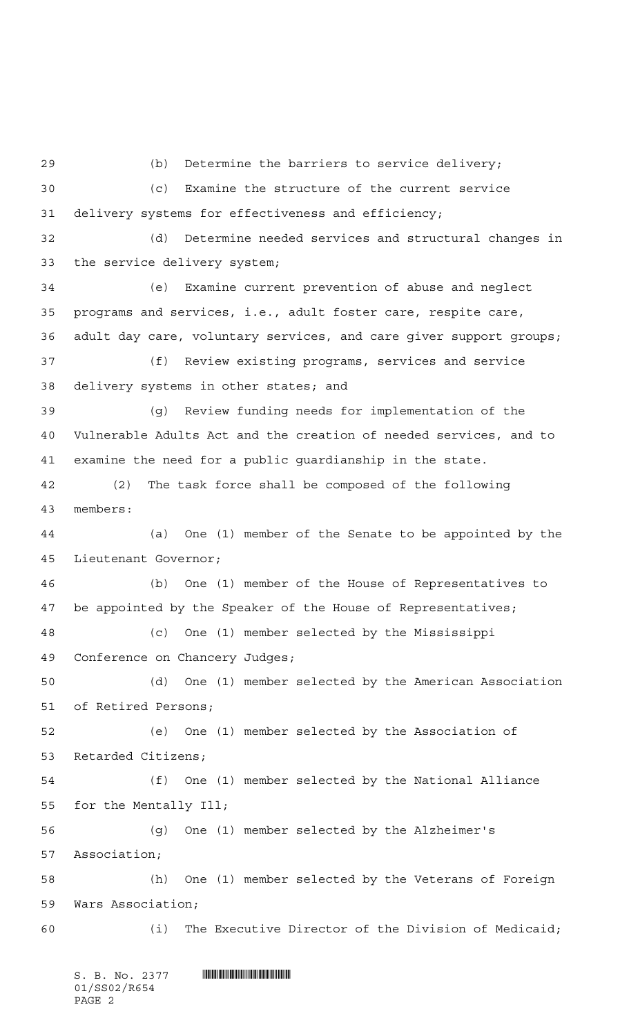(b) Determine the barriers to service delivery;

(c) Examine the structure of the current service delivery systems for effectiveness and efficiency;

(d) Determine needed services and structural changes in the service delivery system;

(e) Examine current prevention of abuse and neglect programs and services, i.e., adult foster care, respite care, adult day care, voluntary services, and care giver support groups;

(f) Review existing programs, services and service delivery systems in other states; and

(g) Review funding needs for implementation of the Vulnerable Adults Act and the creation of needed services, and to examine the need for a public guardianship in the state.

(2) The task force shall be composed of the following members:

(a) One (1) member of the Senate to be appointed by the Lieutenant Governor;

(b) One (1) member of the House of Representatives to be appointed by the Speaker of the House of Representatives;

(c) One (1) member selected by the Mississippi Conference on Chancery Judges;

(d) One (1) member selected by the American Association of Retired Persons;

(e) One (1) member selected by the Association of Retarded Citizens;

(f) One (1) member selected by the National Alliance for the Mentally Ill;

(g) One (1) member selected by the Alzheimer's Association;

(h) One (1) member selected by the Veterans of Foreign Wars Association;

(i) The Executive Director of the Division of Medicaid;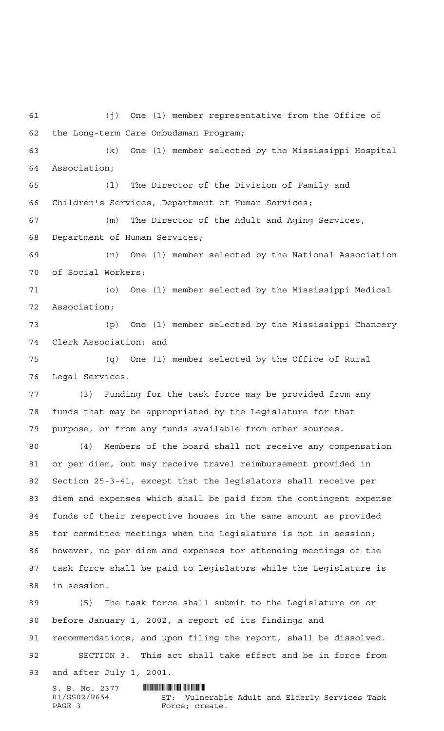(j) One (1) member representative from the Office of the Long-term Care Ombudsman Program;

(k) One (1) member selected by the Mississippi Hospital Association;

(l) The Director of the Division of Family and Children's Services, Department of Human Services;

(m) The Director of the Adult and Aging Services, Department of Human Services;

(n) One (1) member selected by the National Association of Social Workers;

(o) One (1) member selected by the Mississippi Medical Association;

(p) One (1) member selected by the Mississippi Chancery Clerk Association; and

(q) One (1) member selected by the Office of Rural Legal Services.

(3) Funding for the task force may be provided from any funds that may be appropriated by the Legislature for that purpose, or from any funds available from other sources.

(4) Members of the board shall not receive any compensation or per diem, but may receive travel reimbursement provided in Section 25-3-41, except that the legislators shall receive per diem and expenses which shall be paid from the contingent expense funds of their respective houses in the same amount as provided for committee meetings when the Legislature is not in session; however, no per diem and expenses for attending meetings of the task force shall be paid to legislators while the Legislature is in session.

(5) The task force shall submit to the Legislature on or before January 1, 2002, a report of its findings and recommendations, and upon filing the report, shall be dissolved.

SECTION 3. This act shall take effect and be in force from and after July 1, 2001.